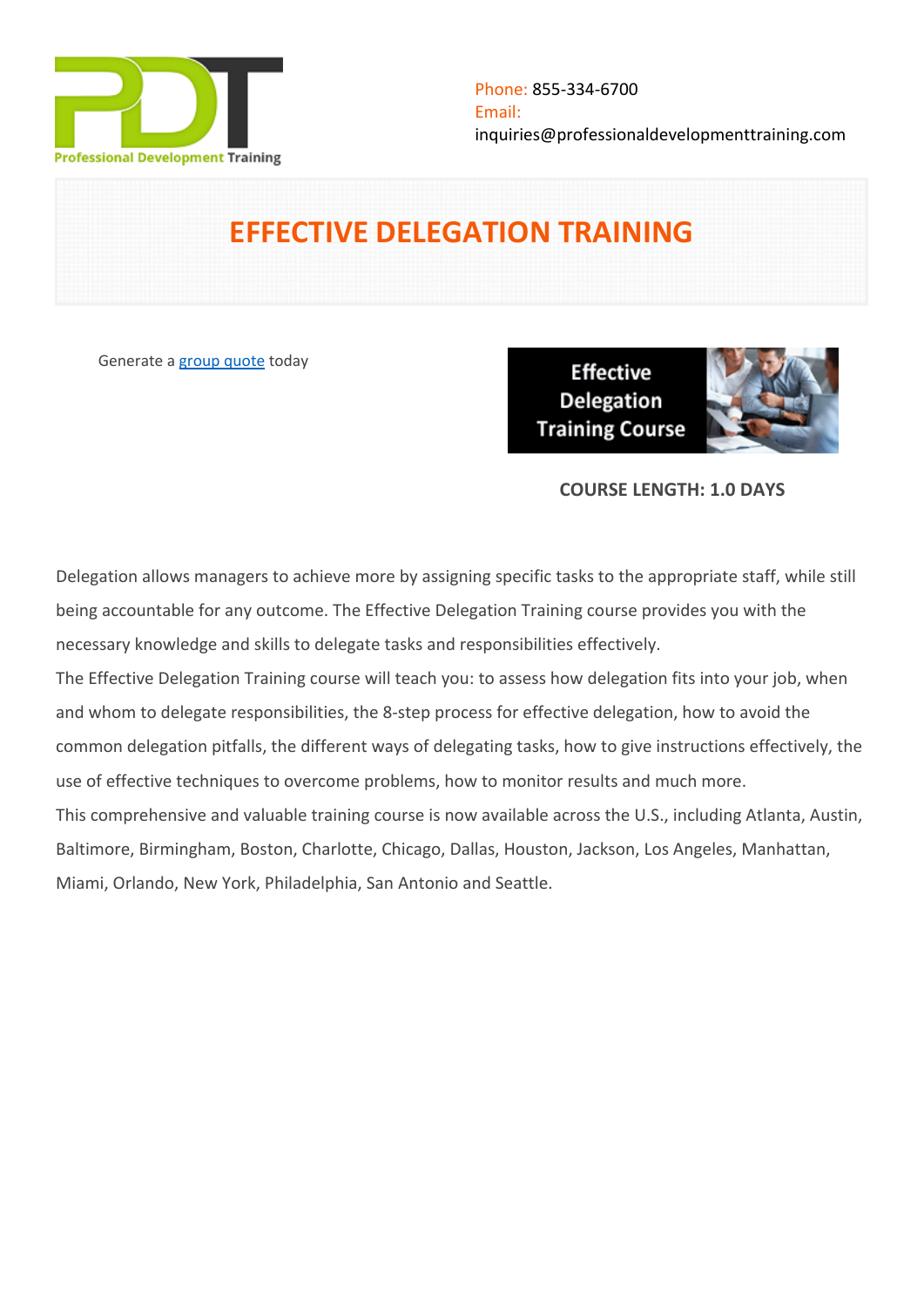Phone: 855-334-6700
Email:
inquiries@professionaldevelopmenttraining.com

# EFFECTIVE DELEGATION TRAINING

Generate a group quote today

**COURSE LENGTH: 1.0 DAYS**

Delegation allows managers to achieve more by assigning specific tasks to the appropriate staff, while still being accountable for any outcome. The Effective Delegation Training course provides you with the necessary knowledge and skills to delegate tasks and responsibilities effectively.

The Effective Delegation Training course will teach you: to assess how delegation fits into your job, when and whom to delegate responsibilities, the 8-step process for effective delegation, how to avoid the common delegation pitfalls, the different ways of delegating tasks, how to give instructions effectively, the use of effective techniques to overcome problems, how to monitor results and much more.

This comprehensive and valuable training course is now available across the U.S., including Atlanta, Austin, Baltimore, Birmingham, Boston, Charlotte, Chicago, Dallas, Houston, Jackson, Los Angeles, Manhattan, Miami, Orlando, New York, Philadelphia, San Antonio and Seattle.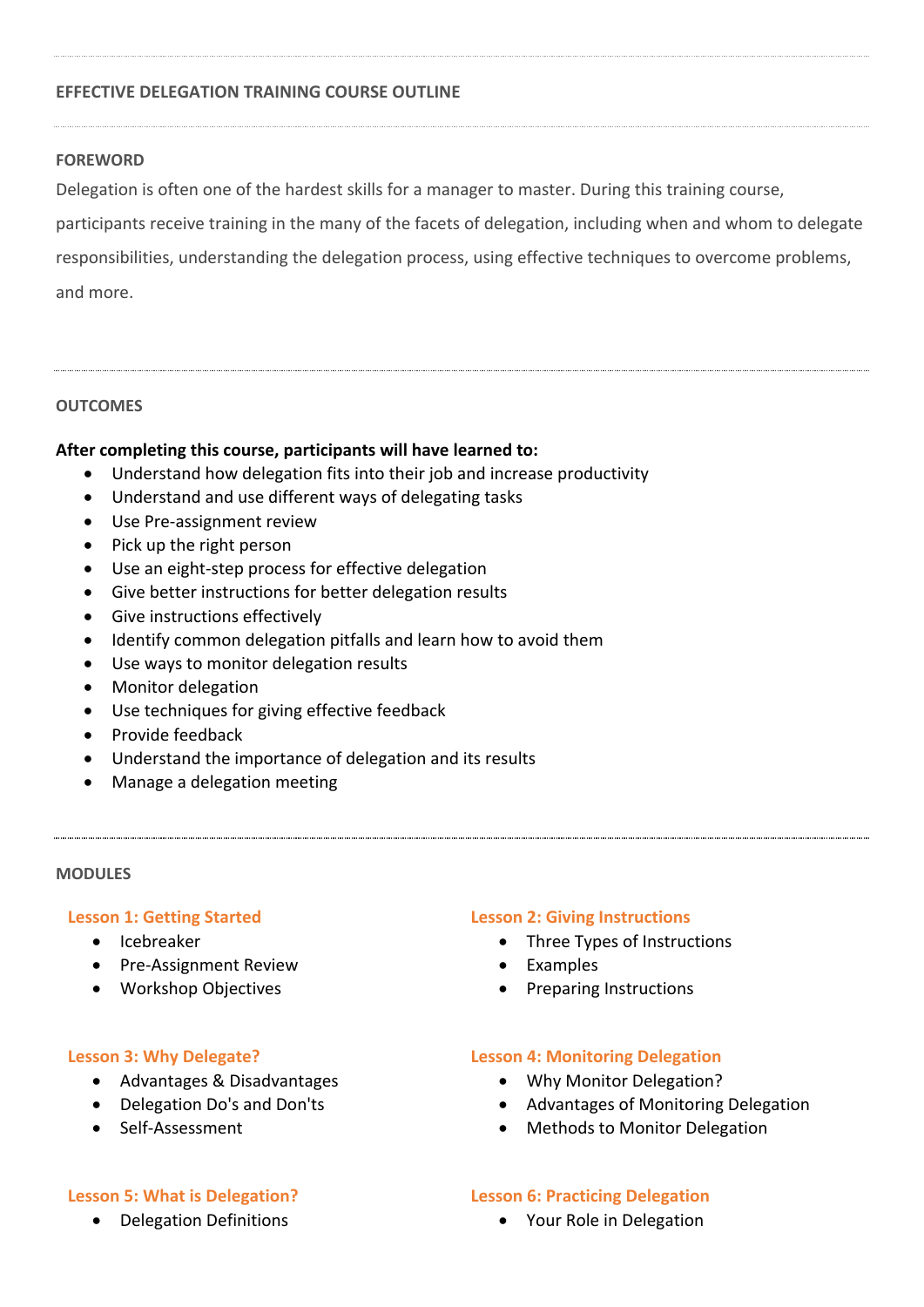## EFFECTIVE DELEGATION TRAINING COURSE OUTLINE

### FOREWORD

Delegation is often one of the hardest skills for a manager to master. During this training course, participants receive training in the many of the facets of delegation, including when and whom to delegate responsibilities, understanding the delegation process, using effective techniques to overcome problems, and more.

### OUTCOMES

**After completing this course, participants will have learned to:**

- Understand how delegation fits into their job and increase productivity
- Understand and use different ways of delegating tasks
- Use Pre-assignment review
- Pick up the right person
- Use an eight-step process for effective delegation
- Give better instructions for better delegation results
- Give instructions effectively
- Identify common delegation pitfalls and learn how to avoid them
- Use ways to monitor delegation results
- Monitor delegation
- Use techniques for giving effective feedback
- Provide feedback
- Understand the importance of delegation and its results
- Manage a delegation meeting

### MODULES

#### Lesson 1: Getting Started

- Icebreaker
- Pre-Assignment Review
- Workshop Objectives

#### Lesson 2: Giving Instructions

- Three Types of Instructions
- Examples
- Preparing Instructions

#### Lesson 3: Why Delegate?

- Advantages & Disadvantages
- Delegation Do's and Don'ts
- Self-Assessment

#### Lesson 4: Monitoring Delegation

- Why Monitor Delegation?
- Advantages of Monitoring Delegation
- Methods to Monitor Delegation

#### Lesson 5: What is Delegation?

- Delegation Definitions

#### Lesson 6: Practicing Delegation

- Your Role in Delegation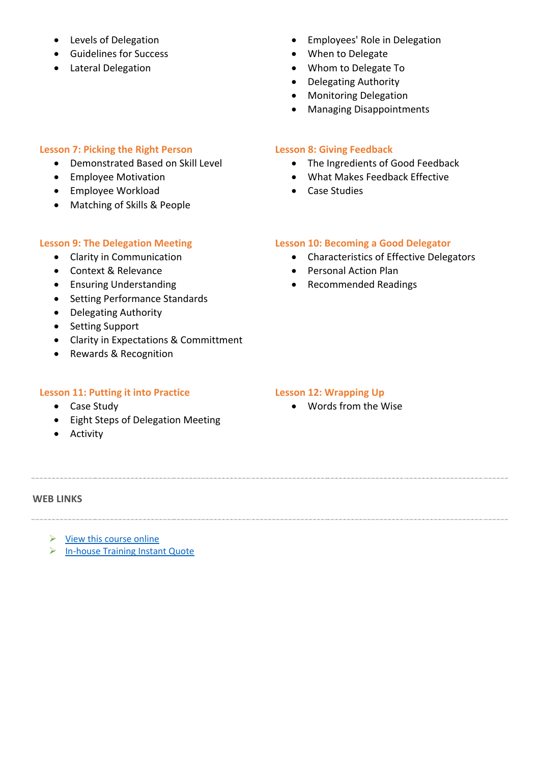- Levels of Delegation
- Guidelines for Success
- Lateral Delegation

- Employees' Role in Delegation
- When to Delegate
- Whom to Delegate To
- Delegating Authority
- Monitoring Delegation
- Managing Disappointments

**Lesson 7: Picking the Right Person**

- Demonstrated Based on Skill Level
- Employee Motivation
- Employee Workload
- Matching of Skills & People

**Lesson 8: Giving Feedback**

- The Ingredients of Good Feedback
- What Makes Feedback Effective
- Case Studies

**Lesson 9: The Delegation Meeting**

- Clarity in Communication
- Context & Relevance
- Ensuring Understanding
- Setting Performance Standards
- Delegating Authority
- Setting Support
- Clarity in Expectations & Committment
- Rewards & Recognition

**Lesson 10: Becoming a Good Delegator**

- Characteristics of Effective Delegators
- Personal Action Plan
- Recommended Readings

**Lesson 11: Putting it into Practice**

- Case Study
- Eight Steps of Delegation Meeting
- Activity

**Lesson 12: Wrapping Up**

- Words from the Wise

## WEB LINKS

- View this course online
- In-house Training Instant Quote